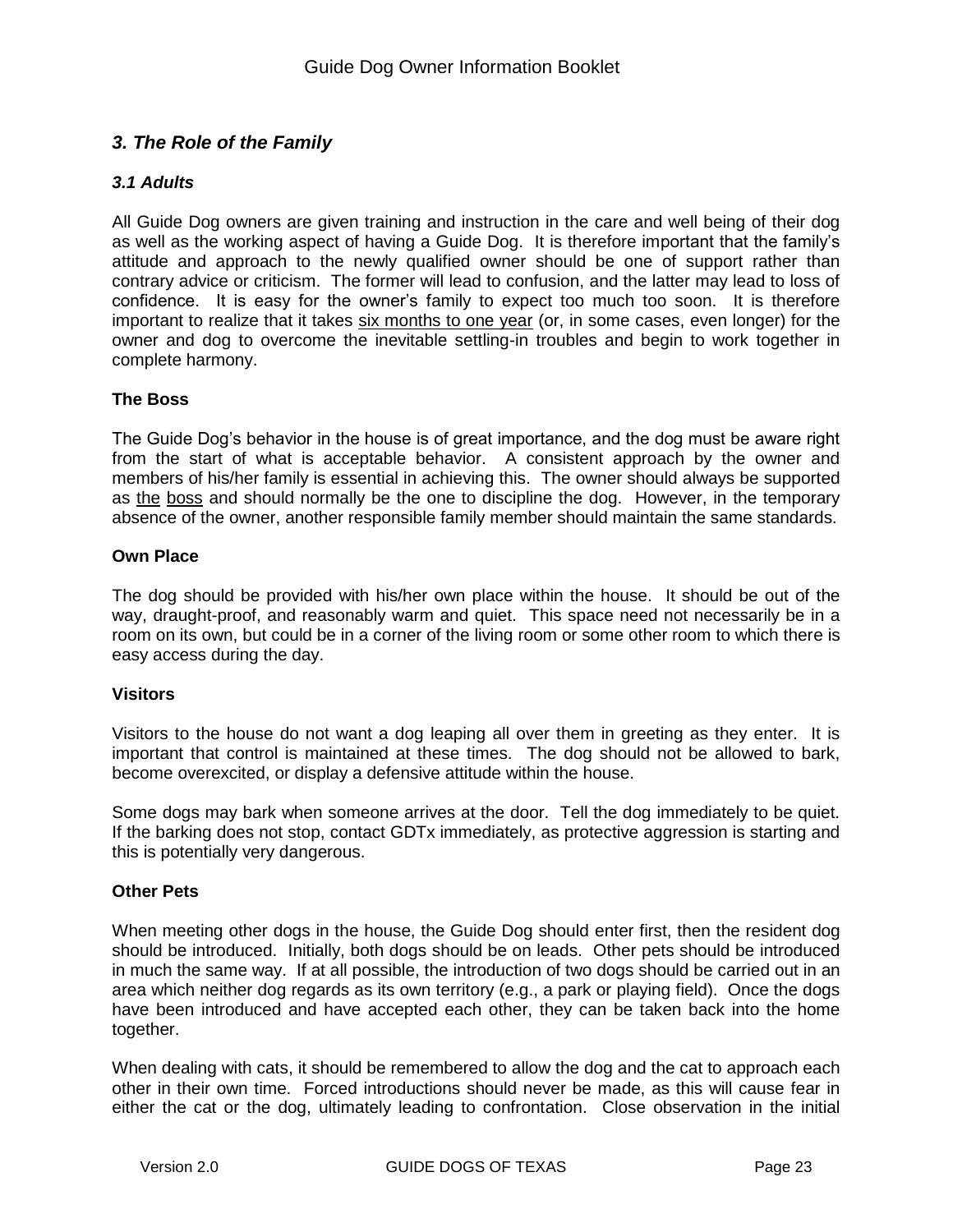## *3. The Role of the Family*

### *3.1 Adults*

All Guide Dog owners are given training and instruction in the care and well being of their dog as well as the working aspect of having a Guide Dog. It is therefore important that the family's attitude and approach to the newly qualified owner should be one of support rather than contrary advice or criticism. The former will lead to confusion, and the latter may lead to loss of confidence. It is easy for the owner's family to expect too much too soon. It is therefore important to realize that it takes six months to one year (or, in some cases, even longer) for the owner and dog to overcome the inevitable settling-in troubles and begin to work together in complete harmony.

**The Boss**

The Guide Dog's behavior in the house is of great importance, and the dog must be aware right from the start of what is acceptable behavior. A consistent approach by the owner and members of his/her family is essential in achieving this. The owner should always be supported as the boss and should normally be the one to discipline the dog. However, in the temporary absence of the owner, another responsible family member should maintain the same standards.

**Own Place**

The dog should be provided with his/her own place within the house. It should be out of the way, draught-proof, and reasonably warm and quiet. This space need not necessarily be in a room on its own, but could be in a corner of the living room or some other room to which there is easy access during the day.

**Visitors**

Visitors to the house do not want a dog leaping all over them in greeting as they enter. It is important that control is maintained at these times. The dog should not be allowed to bark, become overexcited, or display a defensive attitude within the house.

Some dogs may bark when someone arrives at the door. Tell the dog immediately to be quiet. If the barking does not stop, contact GDTx immediately, as protective aggression is starting and this is potentially very dangerous.

**Other Pets**

When meeting other dogs in the house, the Guide Dog should enter first, then the resident dog should be introduced. Initially, both dogs should be on leads. Other pets should be introduced in much the same way. If at all possible, the introduction of two dogs should be carried out in an area which neither dog regards as its own territory (e.g., a park or playing field). Once the dogs have been introduced and have accepted each other, they can be taken back into the home together.

When dealing with cats, it should be remembered to allow the dog and the cat to approach each other in their own time. Forced introductions should never be made, as this will cause fear in either the cat or the dog, ultimately leading to confrontation. Close observation in the initial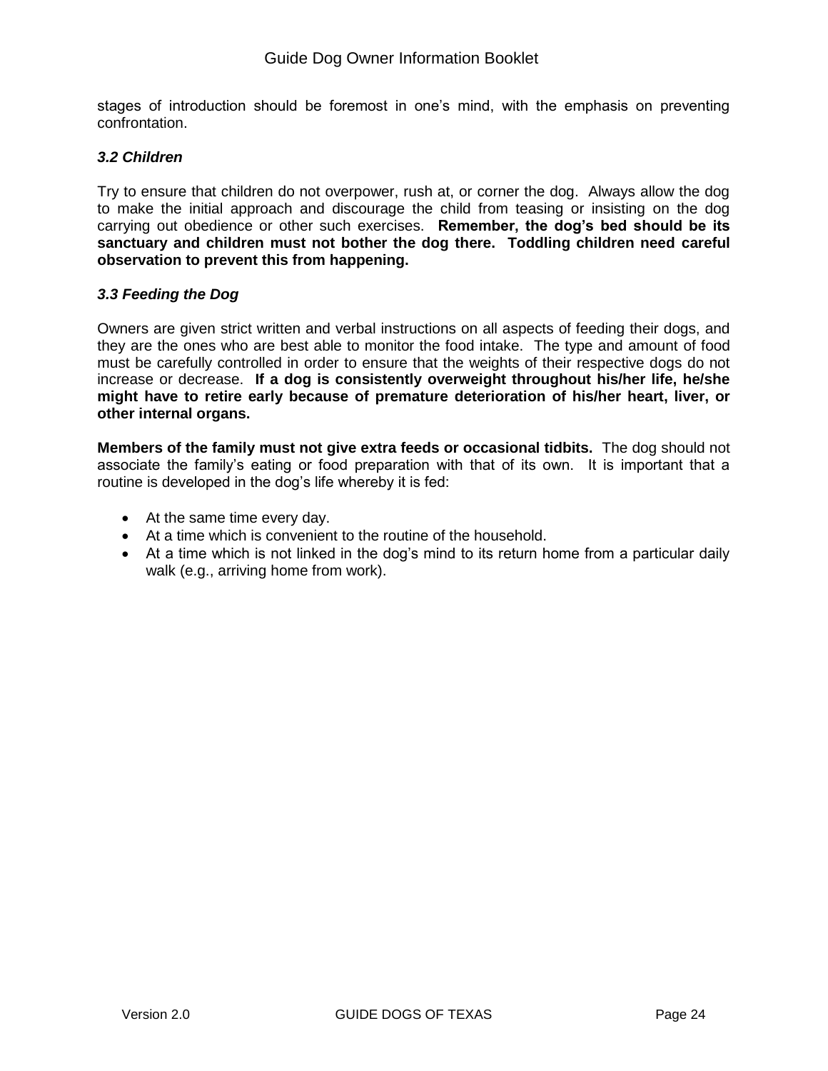stages of introduction should be foremost in one's mind, with the emphasis on preventing confrontation.

### *3.2 Children*

Try to ensure that children do not overpower, rush at, or corner the dog. Always allow the dog to make the initial approach and discourage the child from teasing or insisting on the dog carrying out obedience or other such exercises. **Remember, the dog's bed should be its sanctuary and children must not bother the dog there. Toddling children need careful observation to prevent this from happening.**

### *3.3 Feeding the Dog*

Owners are given strict written and verbal instructions on all aspects of feeding their dogs, and they are the ones who are best able to monitor the food intake. The type and amount of food must be carefully controlled in order to ensure that the weights of their respective dogs do not increase or decrease. **If a dog is consistently overweight throughout his/her life, he/she might have to retire early because of premature deterioration of his/her heart, liver, or other internal organs.**

**Members of the family must not give extra feeds or occasional tidbits.** The dog should not associate the family's eating or food preparation with that of its own. It is important that a routine is developed in the dog's life whereby it is fed:

- At the same time every day.
- At a time which is convenient to the routine of the household.
- At a time which is not linked in the dog's mind to its return home from a particular daily walk (e.g., arriving home from work).